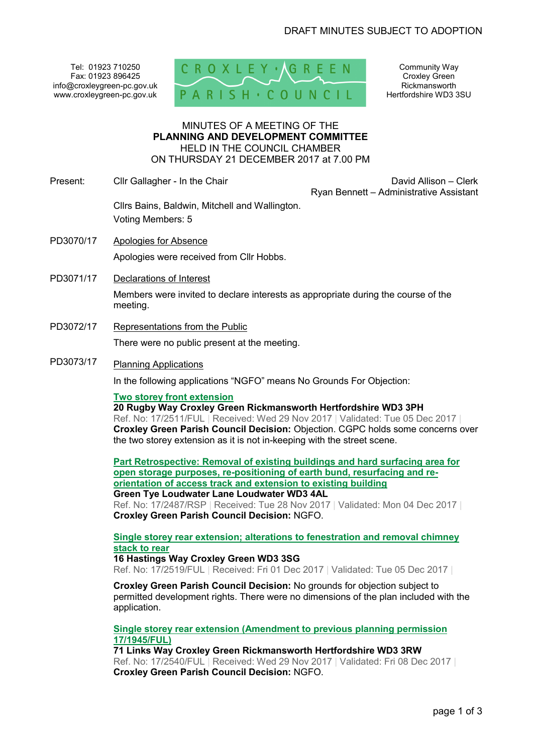DRAFT MINUTES SUBJECT TO ADOPTION

Tel: 01923 710250
Fax: 01923 896425
info@croxleygreen-pc.gov.uk
www.croxleygreen-pc.gov.uk

CROXLEY GREEN PARISH COUNCIL

Community Way
Croxley Green
Rickmansworth
Hertfordshire WD3 3SU

MINUTES OF A MEETING OF THE
**PLANNING AND DEVELOPMENT COMMITTEE**
HELD IN THE COUNCIL CHAMBER
ON THURSDAY 21 DECEMBER 2017 at 7.00 PM

Present: Cllr Gallagher - In the Chair

David Allison – Clerk
Ryan Bennett – Administrative Assistant

Cllrs Bains, Baldwin, Mitchell and Wallington.
Voting Members: 5

PD3070/17 Apologies for Absence

Apologies were received from Cllr Hobbs.

PD3071/17 Declarations of Interest

Members were invited to declare interests as appropriate during the course of the meeting.

PD3072/17 Representations from the Public

There were no public present at the meeting.

PD3073/17 Planning Applications

In the following applications "NGFO" means No Grounds For Objection:

**Two storey front extension**
**20 Rugby Way Croxley Green Rickmansworth Hertfordshire WD3 3PH**
Ref. No: 17/2511/FUL | Received: Wed 29 Nov 2017 | Validated: Tue 05 Dec 2017 |
**Croxley Green Parish Council Decision:** Objection. CGPC holds some concerns over the two storey extension as it is not in-keeping with the street scene.

**Part Retrospective: Removal of existing buildings and hard surfacing area for open storage purposes, re-positioning of earth bund, resurfacing and re-orientation of access track and extension to existing building**
**Green Tye Loudwater Lane Loudwater WD3 4AL**
Ref. No: 17/2487/RSP | Received: Tue 28 Nov 2017 | Validated: Mon 04 Dec 2017 |
**Croxley Green Parish Council Decision:** NGFO.

**Single storey rear extension; alterations to fenestration and removal chimney stack to rear**
**16 Hastings Way Croxley Green WD3 3SG**
Ref. No: 17/2519/FUL | Received: Fri 01 Dec 2017 | Validated: Tue 05 Dec 2017 |

**Croxley Green Parish Council Decision:** No grounds for objection subject to permitted development rights. There were no dimensions of the plan included with the application.

**Single storey rear extension (Amendment to previous planning permission 17/1945/FUL)**
**71 Links Way Croxley Green Rickmansworth Hertfordshire WD3 3RW**
Ref. No: 17/2540/FUL | Received: Wed 29 Nov 2017 | Validated: Fri 08 Dec 2017 |
**Croxley Green Parish Council Decision:** NGFO.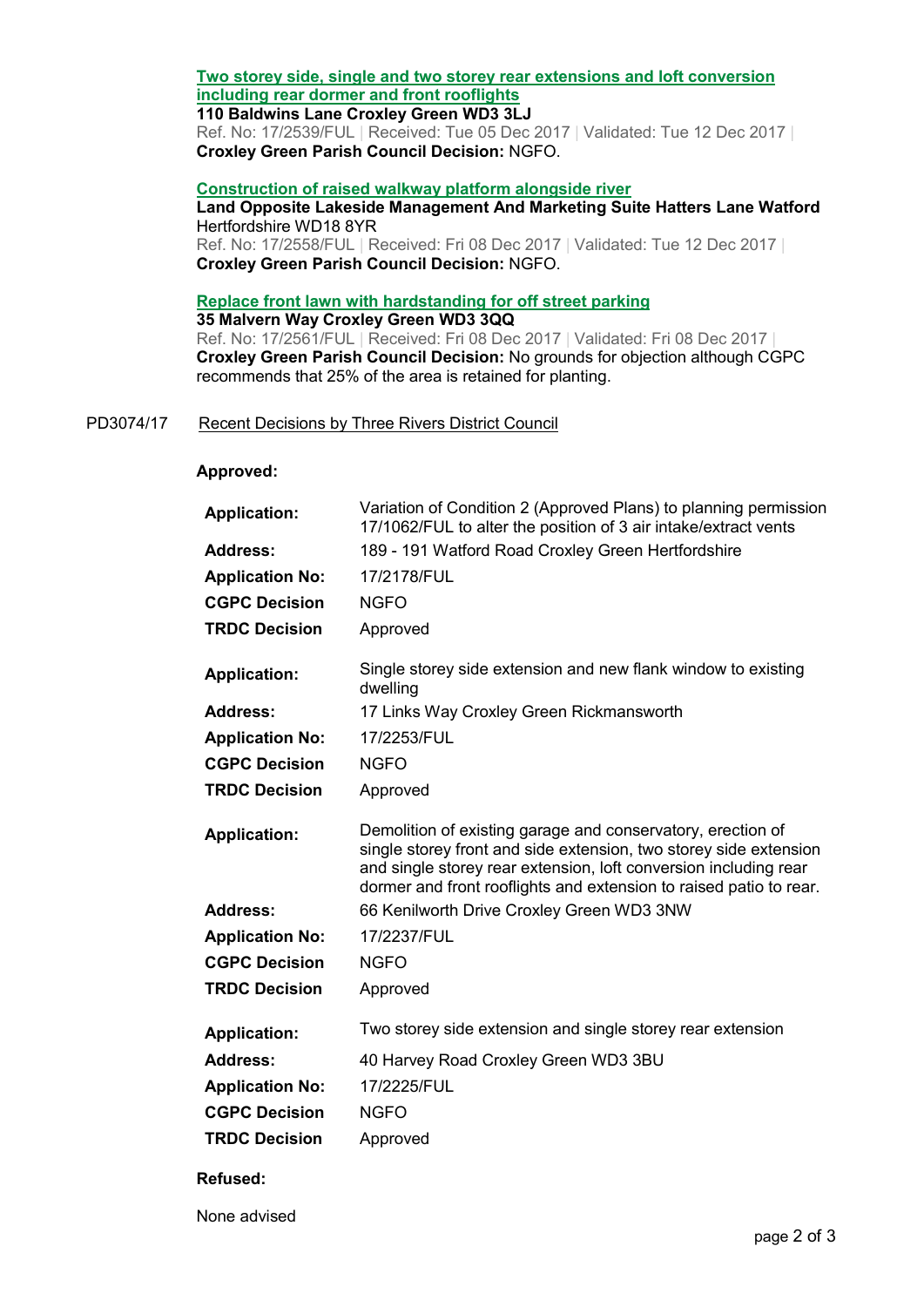**[Two storey side, single and two storey rear extensions and loft conversion including rear dormer and front rooflights]**
**110 Baldwins Lane Croxley Green WD3 3LJ**
Ref. No: 17/2539/FUL | Received: Tue 05 Dec 2017 | Validated: Tue 12 Dec 2017 |
**Croxley Green Parish Council Decision:** NGFO.

**[Construction of raised walkway platform alongside river]**
**Land Opposite Lakeside Management And Marketing Suite Hatters Lane Watford** Hertfordshire WD18 8YR
Ref. No: 17/2558/FUL | Received: Fri 08 Dec 2017 | Validated: Tue 12 Dec 2017 |
**Croxley Green Parish Council Decision:** NGFO.

**[Replace front lawn with hardstanding for off street parking]**
**35 Malvern Way Croxley Green WD3 3QQ**
Ref. No: 17/2561/FUL | Received: Fri 08 Dec 2017 | Validated: Fri 08 Dec 2017 |
**Croxley Green Parish Council Decision:** No grounds for objection although CGPC recommends that 25% of the area is retained for planting.

PD3074/17 Recent Decisions by Three Rivers District Council

**Approved:**

| | |
|---|---|
| **Application:** | Variation of Condition 2 (Approved Plans) to planning permission 17/1062/FUL to alter the position of 3 air intake/extract vents |
| **Address:** | 189 - 191 Watford Road Croxley Green Hertfordshire |
| **Application No:** | 17/2178/FUL |
| **CGPC Decision** | NGFO |
| **TRDC Decision** | Approved |

| | |
|---|---|
| **Application:** | Single storey side extension and new flank window to existing dwelling |
| **Address:** | 17 Links Way Croxley Green Rickmansworth |
| **Application No:** | 17/2253/FUL |
| **CGPC Decision** | NGFO |
| **TRDC Decision** | Approved |

| | |
|---|---|
| **Application:** | Demolition of existing garage and conservatory, erection of single storey front and side extension, two storey side extension and single storey rear extension, loft conversion including rear dormer and front rooflights and extension to raised patio to rear. |
| **Address:** | 66 Kenilworth Drive Croxley Green WD3 3NW |
| **Application No:** | 17/2237/FUL |
| **CGPC Decision** | NGFO |
| **TRDC Decision** | Approved |

| | |
|---|---|
| **Application:** | Two storey side extension and single storey rear extension |
| **Address:** | 40 Harvey Road Croxley Green WD3 3BU |
| **Application No:** | 17/2225/FUL |
| **CGPC Decision** | NGFO |
| **TRDC Decision** | Approved |

**Refused:**

None advised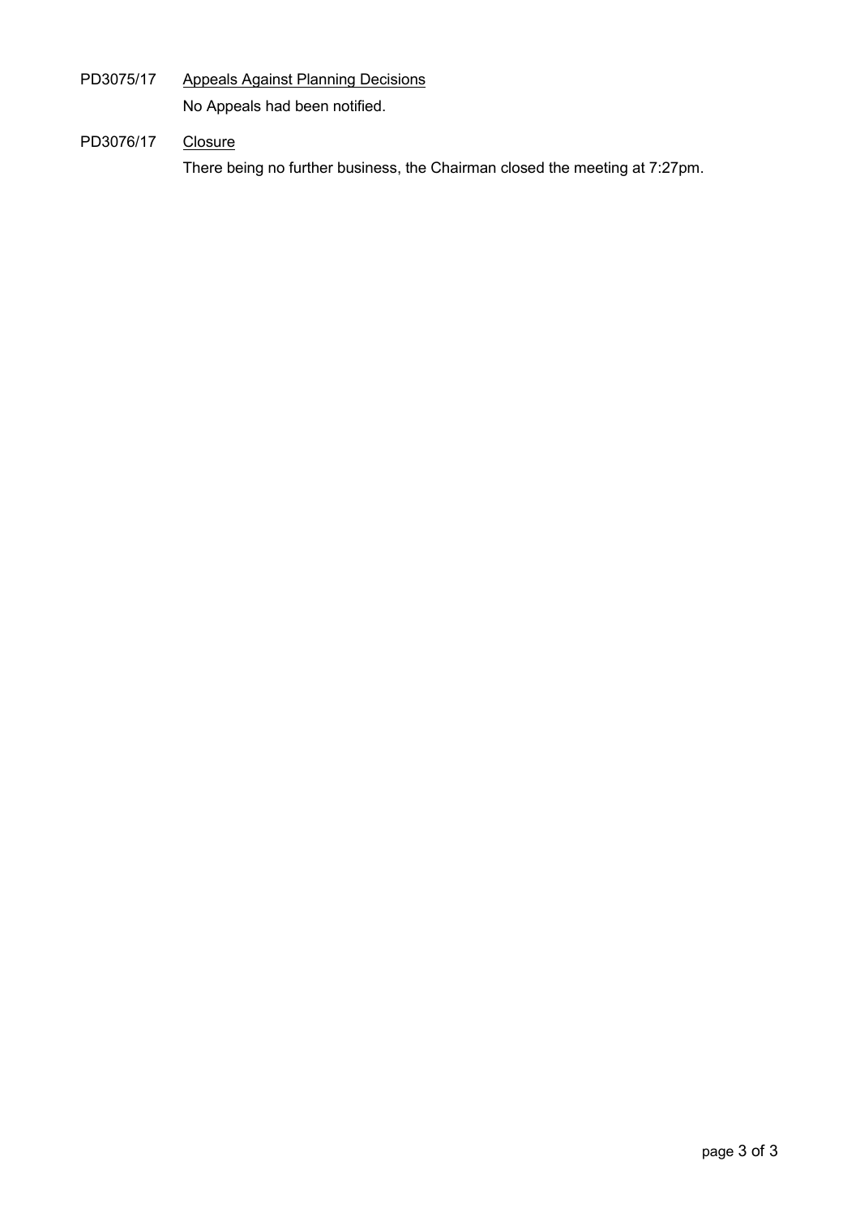PD3075/17 Appeals Against Planning Decisions

No Appeals had been notified.

PD3076/17 Closure

There being no further business, the Chairman closed the meeting at 7:27pm.